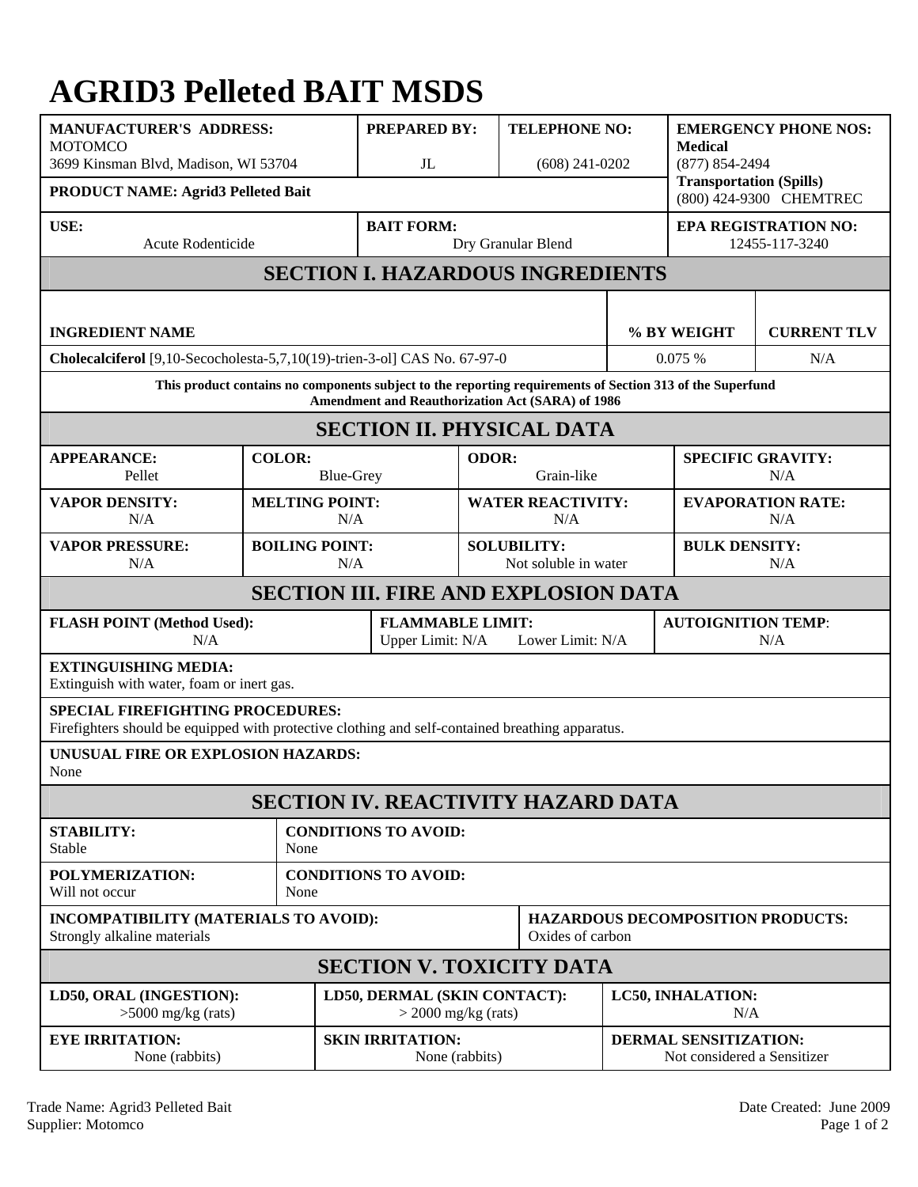# AGRID3 Pelleted BAIT MSDS

| MANUFACTURER'S ADDRESS: | PREPARED BY: | TELEPHONE NO: | EMERGENCY PHONE NOS: |
|---|---|---|---|
| MOTOMCO<br>3699 Kinsman Blvd, Madison, WI 53704 | JL | (608) 241-0202 | **Medical**<br>(877) 854-2494<br>**Transportation (Spills)**<br>(800) 424-9300 CHEMTREC |
| **PRODUCT NAME: Agrid3 Pelleted Bait** | | | |
| **USE:**<br>Acute Rodenticide | **BAIT FORM:**<br>Dry Granular Blend | | **EPA REGISTRATION NO:**<br>12455-117-3240 |

## SECTION I. HAZARDOUS INGREDIENTS

| INGREDIENT NAME | % BY WEIGHT | CURRENT TLV |
|---|---|---|
| **Cholecalciferol** [9,10-Secocholesta-5,7,10(19)-trien-3-ol] CAS No. 67-97-0 | 0.075 % | N/A |

**This product contains no components subject to the reporting requirements of Section 313 of the Superfund Amendment and Reauthorization Act (SARA) of 1986**

## SECTION II. PHYSICAL DATA

| APPEARANCE: | COLOR: | ODOR: | SPECIFIC GRAVITY: |
|---|---|---|---|
| Pellet | Blue-Grey | Grain-like | N/A |
| **VAPOR DENSITY:**<br>N/A | **MELTING POINT:**<br>N/A | **WATER REACTIVITY:**<br>N/A | **EVAPORATION RATE:**<br>N/A |
| **VAPOR PRESSURE:**<br>N/A | **BOILING POINT:**<br>N/A | **SOLUBILITY:**<br>Not soluble in water | **BULK DENSITY:**<br>N/A |

## SECTION III. FIRE AND EXPLOSION DATA

| FLASH POINT (Method Used): | FLAMMABLE LIMIT: | AUTOIGNITION TEMP: |
|---|---|---|
| N/A | Upper Limit: N/A Lower Limit: N/A | N/A |

**EXTINGUISHING MEDIA:**
Extinguish with water, foam or inert gas.

**SPECIAL FIREFIGHTING PROCEDURES:**
Firefighters should be equipped with protective clothing and self-contained breathing apparatus.

**UNUSUAL FIRE OR EXPLOSION HAZARDS:**
None

## SECTION IV. REACTIVITY HAZARD DATA

| STABILITY: | CONDITIONS TO AVOID: |
|---|---|
| Stable | None |
| **POLYMERIZATION:**<br>Will not occur | **CONDITIONS TO AVOID:**<br>None |

| INCOMPATIBILITY (MATERIALS TO AVOID): | HAZARDOUS DECOMPOSITION PRODUCTS: |
|---|---|
| Strongly alkaline materials | Oxides of carbon |

## SECTION V. TOXICITY DATA

| LD50, ORAL (INGESTION): | LD50, DERMAL (SKIN CONTACT): | LC50, INHALATION: |
|---|---|---|
| >5000 mg/kg (rats) | > 2000 mg/kg (rats) | N/A |
| **EYE IRRITATION:**<br>None (rabbits) | **SKIN IRRITATION:**<br>None (rabbits) | **DERMAL SENSITIZATION:**<br>Not considered a Sensitizer |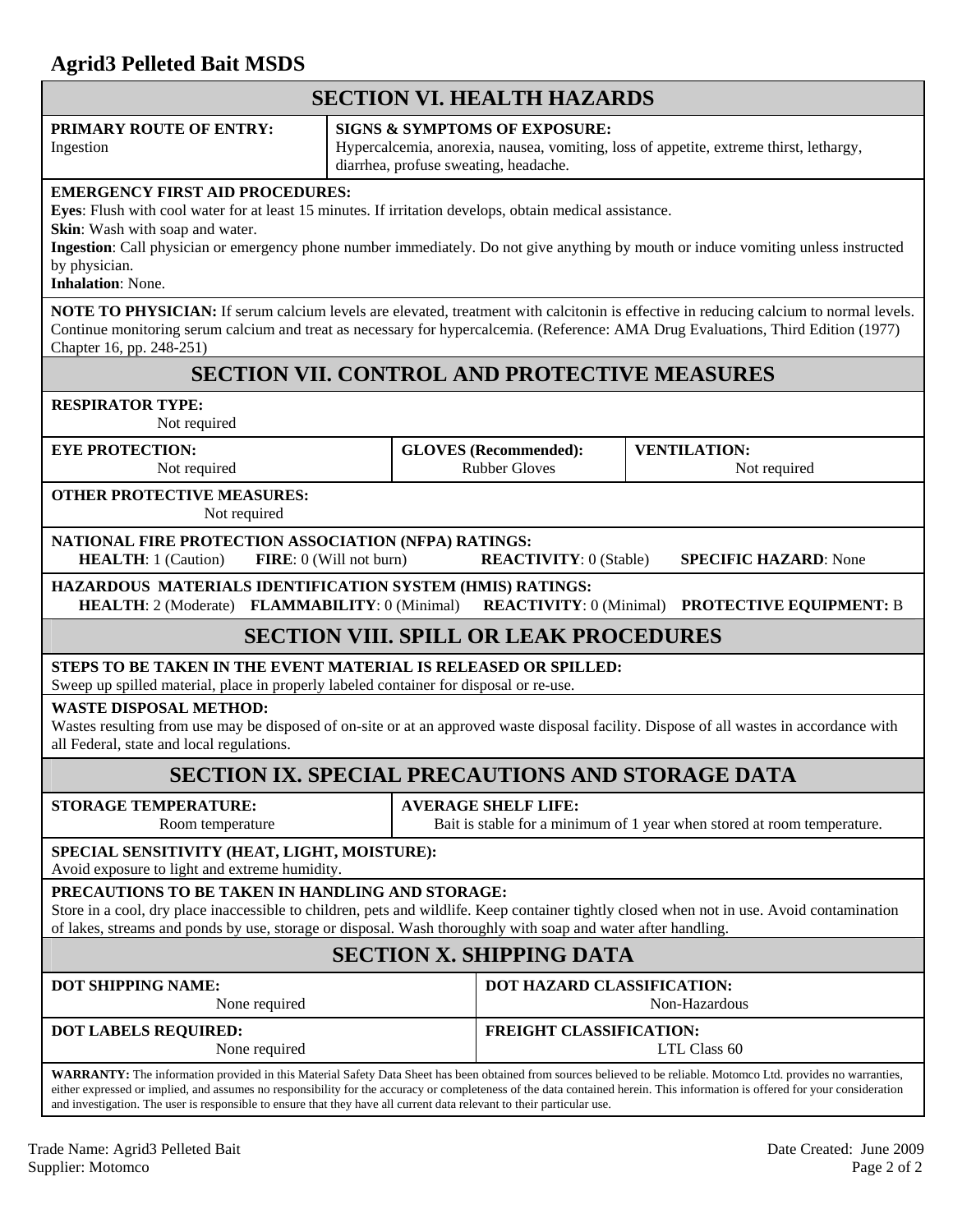# Agrid3 Pelleted Bait MSDS

## SECTION VI. HEALTH HAZARDS

**PRIMARY ROUTE OF ENTRY:**
Ingestion

**SIGNS & SYMPTOMS OF EXPOSURE:**
Hypercalcemia, anorexia, nausea, vomiting, loss of appetite, extreme thirst, lethargy, diarrhea, profuse sweating, headache.

**EMERGENCY FIRST AID PROCEDURES:**
**Eyes**: Flush with cool water for at least 15 minutes. If irritation develops, obtain medical assistance.
**Skin**: Wash with soap and water.
**Ingestion**: Call physician or emergency phone number immediately. Do not give anything by mouth or induce vomiting unless instructed by physician.
**Inhalation**: None.

**NOTE TO PHYSICIAN:** If serum calcium levels are elevated, treatment with calcitonin is effective in reducing calcium to normal levels. Continue monitoring serum calcium and treat as necessary for hypercalcemia. (Reference: AMA Drug Evaluations, Third Edition (1977) Chapter 16, pp. 248-251)

## SECTION VII. CONTROL AND PROTECTIVE MEASURES

**RESPIRATOR TYPE:**
Not required

| EYE PROTECTION: | GLOVES (Recommended): | VENTILATION: |
|---|---|---|
| Not required | Rubber Gloves | Not required |

**OTHER PROTECTIVE MEASURES:**
Not required

**NATIONAL FIRE PROTECTION ASSOCIATION (NFPA) RATINGS:**
**HEALTH**: 1 (Caution) **FIRE**: 0 (Will not burn) **REACTIVITY**: 0 (Stable) **SPECIFIC HAZARD**: None

**HAZARDOUS MATERIALS IDENTIFICATION SYSTEM (HMIS) RATINGS:**
**HEALTH**: 2 (Moderate) **FLAMMABILITY**: 0 (Minimal) **REACTIVITY**: 0 (Minimal) **PROTECTIVE EQUIPMENT:** B

## SECTION VIII. SPILL OR LEAK PROCEDURES

**STEPS TO BE TAKEN IN THE EVENT MATERIAL IS RELEASED OR SPILLED:**
Sweep up spilled material, place in properly labeled container for disposal or re-use.

**WASTE DISPOSAL METHOD:**
Wastes resulting from use may be disposed of on-site or at an approved waste disposal facility. Dispose of all wastes in accordance with all Federal, state and local regulations.

## SECTION IX. SPECIAL PRECAUTIONS AND STORAGE DATA

| STORAGE TEMPERATURE: | AVERAGE SHELF LIFE: |
|---|---|
| Room temperature | Bait is stable for a minimum of 1 year when stored at room temperature. |

**SPECIAL SENSITIVITY (HEAT, LIGHT, MOISTURE):**
Avoid exposure to light and extreme humidity.

**PRECAUTIONS TO BE TAKEN IN HANDLING AND STORAGE:**
Store in a cool, dry place inaccessible to children, pets and wildlife. Keep container tightly closed when not in use. Avoid contamination of lakes, streams and ponds by use, storage or disposal. Wash thoroughly with soap and water after handling.

## SECTION X. SHIPPING DATA

| DOT SHIPPING NAME: | DOT HAZARD CLASSIFICATION: |
|---|---|
| None required | Non-Hazardous |
| **DOT LABELS REQUIRED:** | **FREIGHT CLASSIFICATION:** |
| None required | LTL Class 60 |

**WARRANTY:** The information provided in this Material Safety Data Sheet has been obtained from sources believed to be reliable. Motomco Ltd. provides no warranties, either expressed or implied, and assumes no responsibility for the accuracy or completeness of the data contained herein. This information is offered for your consideration and investigation. The user is responsible to ensure that they have all current data relevant to their particular use.

Trade Name: Agrid3 Pelleted Bait
Supplier: Motomco

Date Created: June 2009